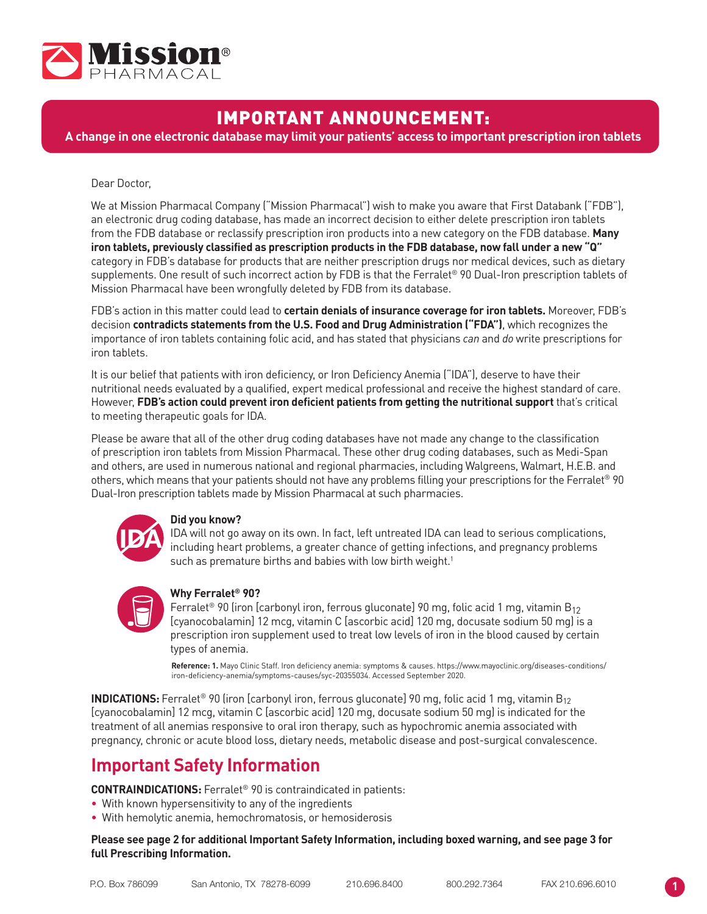Mission® PHARMACAL

# IMPORTANT ANNOUNCEMENT:

**A change in one electronic database may limit your patients' access to important prescription iron tablets**

Dear Doctor,

We at Mission Pharmacal Company ("Mission Pharmacal") wish to make you aware that First Databank ("FDB"), an electronic drug coding database, has made an incorrect decision to either delete prescription iron tablets from the FDB database or reclassify prescription iron products into a new category on the FDB database. **Many iron tablets, previously classified as prescription products in the FDB database, now fall under a new "Q"** category in FDB's database for products that are neither prescription drugs nor medical devices, such as dietary supplements. One result of such incorrect action by FDB is that the Ferralet® 90 Dual-Iron prescription tablets of Mission Pharmacal have been wrongfully deleted by FDB from its database.

FDB's action in this matter could lead to **certain denials of insurance coverage for iron tablets.** Moreover, FDB's decision **contradicts statements from the U.S. Food and Drug Administration ("FDA")**, which recognizes the importance of iron tablets containing folic acid, and has stated that physicians *can* and *do* write prescriptions for iron tablets.

It is our belief that patients with iron deficiency, or Iron Deficiency Anemia ("IDA"), deserve to have their nutritional needs evaluated by a qualified, expert medical professional and receive the highest standard of care. However, **FDB's action could prevent iron deficient patients from getting the nutritional support** that's critical to meeting therapeutic goals for IDA.

Please be aware that all of the other drug coding databases have not made any change to the classification of prescription iron tablets from Mission Pharmacal. These other drug coding databases, such as Medi-Span and others, are used in numerous national and regional pharmacies, including Walgreens, Walmart, H.E.B. and others, which means that your patients should not have any problems filling your prescriptions for the Ferralet® 90 Dual-Iron prescription tablets made by Mission Pharmacal at such pharmacies.

**Did you know?**
IDA will not go away on its own. In fact, left untreated IDA can lead to serious complications, including heart problems, a greater chance of getting infections, and pregnancy problems such as premature births and babies with low birth weight.[1]

**Why Ferralet® 90?**
Ferralet® 90 (iron [carbonyl iron, ferrous gluconate] 90 mg, folic acid 1 mg, vitamin $B_{12}$ [cyanocobalamin] 12 mcg, vitamin C [ascorbic acid] 120 mg, docusate sodium 50 mg) is a prescription iron supplement used to treat low levels of iron in the blood caused by certain types of anemia.

**Reference: 1.** Mayo Clinic Staff. Iron deficiency anemia: symptoms & causes. https://www.mayoclinic.org/diseases-conditions/iron-deficiency-anemia/symptoms-causes/syc-20355034. Accessed September 2020.

**INDICATIONS:** Ferralet® 90 (iron [carbonyl iron, ferrous gluconate] 90 mg, folic acid 1 mg, vitamin $B_{12}$ [cyanocobalamin] 12 mcg, vitamin C [ascorbic acid] 120 mg, docusate sodium 50 mg) is indicated for the treatment of all anemias responsive to oral iron therapy, such as hypochromic anemia associated with pregnancy, chronic or acute blood loss, dietary needs, metabolic disease and post-surgical convalescence.

## Important Safety Information

**CONTRAINDICATIONS:** Ferralet® 90 is contraindicated in patients:

- With known hypersensitivity to any of the ingredients
- With hemolytic anemia, hemochromatosis, or hemosiderosis

**Please see page 2 for additional Important Safety Information, including boxed warning, and see page 3 for full Prescribing Information.**

P.O. Box 786099 San Antonio, TX 78278-6099 210.696.8400 800.292.7364 FAX 210.696.6010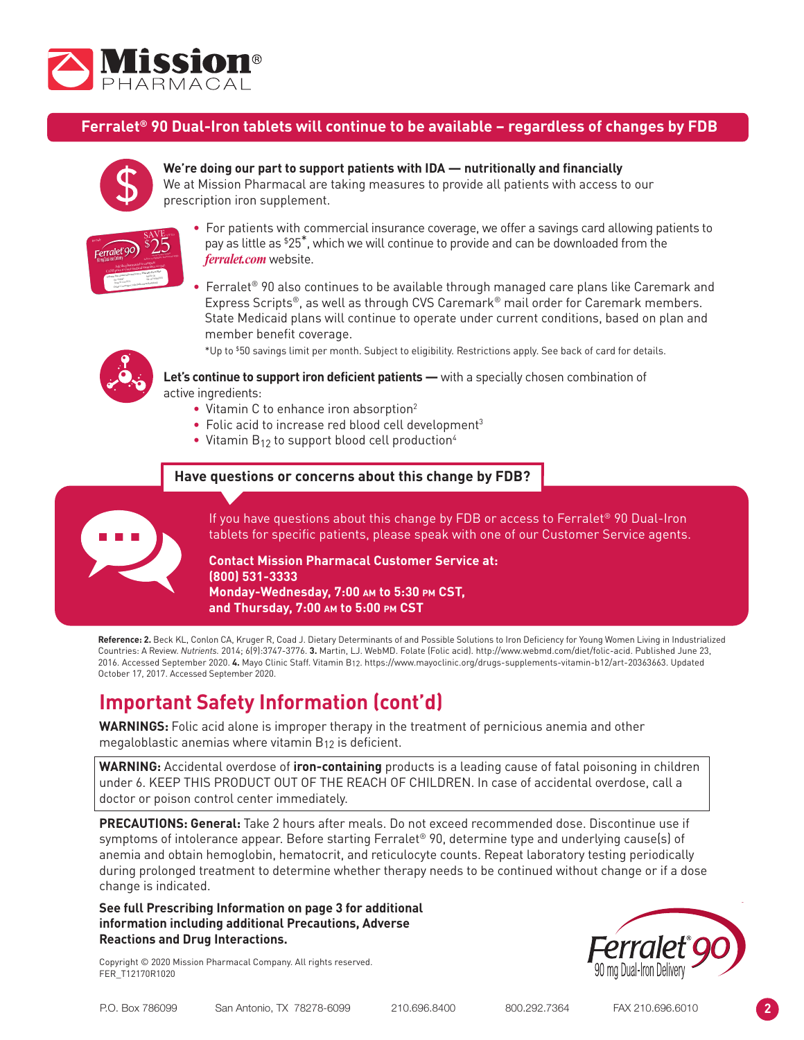## Ferralet® 90 Dual-Iron tablets will continue to be available – regardless of changes by FDB

**We're doing our part to support patients with IDA — nutritionally and financially**
We at Mission Pharmacal are taking measures to provide all patients with access to our prescription iron supplement.

- For patients with commercial insurance coverage, we offer a savings card allowing patients to pay as little as $25*, which we will continue to provide and can be downloaded from the *ferralet.com* website.
- Ferralet® 90 also continues to be available through managed care plans like Caremark and Express Scripts®, as well as through CVS Caremark® mail order for Caremark members. State Medicaid plans will continue to operate under current conditions, based on plan and member benefit coverage.

*Up to $50 savings limit per month. Subject to eligibility. Restrictions apply. See back of card for details.

**Let's continue to support iron deficient patients —** with a specially chosen combination of active ingredients:

- Vitamin C to enhance iron absorption[2]
- Folic acid to increase red blood cell development[3]
- Vitamin $B_{12}$ to support blood cell production[4]

**Have questions or concerns about this change by FDB?**

If you have questions about this change by FDB or access to Ferralet® 90 Dual-Iron tablets for specific patients, please speak with one of our Customer Service agents.

**Contact Mission Pharmacal Customer Service at:**
**(800) 531-3333**
**Monday-Wednesday, 7:00 AM to 5:30 PM CST,**
**and Thursday, 7:00 AM to 5:00 PM CST**

**Reference: 2.** Beck KL, Conlon CA, Kruger R, Coad J. Dietary Determinants of and Possible Solutions to Iron Deficiency for Young Women Living in Industrialized Countries: A Review. *Nutrients.* 2014; 6(9):3747-3776. **3.** Martin, LJ. WebMD. Folate (Folic acid). http://www.webmd.com/diet/folic-acid. Published June 23, 2016. Accessed September 2020. **4.** Mayo Clinic Staff. Vitamin B12. https://www.mayoclinic.org/drugs-supplements-vitamin-b12/art-20363663. Updated October 17, 2017. Accessed September 2020.

## Important Safety Information (cont'd)

**WARNINGS:** Folic acid alone is improper therapy in the treatment of pernicious anemia and other megaloblastic anemias where vitamin $B_{12}$ is deficient.

**WARNING:** Accidental overdose of **iron-containing** products is a leading cause of fatal poisoning in children under 6. KEEP THIS PRODUCT OUT OF THE REACH OF CHILDREN. In case of accidental overdose, call a doctor or poison control center immediately.

**PRECAUTIONS: General:** Take 2 hours after meals. Do not exceed recommended dose. Discontinue use if symptoms of intolerance appear. Before starting Ferralet® 90, determine type and underlying cause(s) of anemia and obtain hemoglobin, hematocrit, and reticulocyte counts. Repeat laboratory testing periodically during prolonged treatment to determine whether therapy needs to be continued without change or if a dose change is indicated.

**See full Prescribing Information on page 3 for additional information including additional Precautions, Adverse Reactions and Drug Interactions.**

Copyright © 2020 Mission Pharmacal Company. All rights reserved.
FER_T12170R1020

Ferralet® 90
90 mg Dual-Iron Delivery

P.O. Box 786099 San Antonio, TX 78278-6099 210.696.8400 800.292.7364 FAX 210.696.6010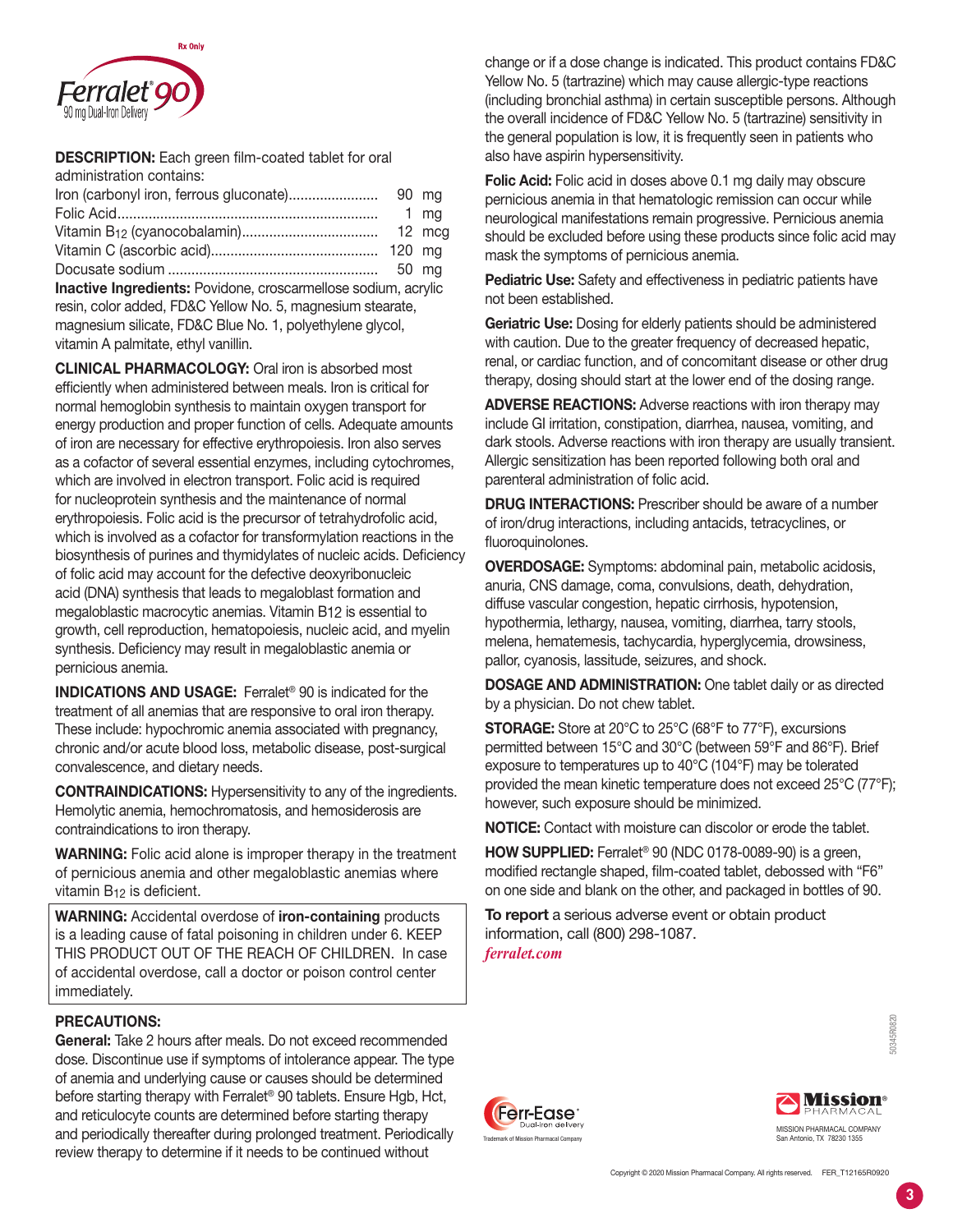Rx Only

**Ferralet® 90**
90 mg Dual-Iron Delivery

**DESCRIPTION:** Each green film-coated tablet for oral administration contains:

| | |
|---|---|
| Iron (carbonyl iron, ferrous gluconate) | 90 mg |
| Folic Acid | 1 mg |
| Vitamin $B_{12}$ (cyanocobalamin) | 12 mcg |
| Vitamin C (ascorbic acid) | 120 mg |
| Docusate sodium | 50 mg |

**Inactive Ingredients:** Povidone, croscarmellose sodium, acrylic resin, color added, FD&C Yellow No. 5, magnesium stearate, magnesium silicate, FD&C Blue No. 1, polyethylene glycol, vitamin A palmitate, ethyl vanillin.

**CLINICAL PHARMACOLOGY:** Oral iron is absorbed most efficiently when administered between meals. Iron is critical for normal hemoglobin synthesis to maintain oxygen transport for energy production and proper function of cells. Adequate amounts of iron are necessary for effective erythropoiesis. Iron also serves as a cofactor of several essential enzymes, including cytochromes, which are involved in electron transport. Folic acid is required for nucleoprotein synthesis and the maintenance of normal erythropoiesis. Folic acid is the precursor of tetrahydrofolic acid, which is involved as a cofactor for transformylation reactions in the biosynthesis of purines and thymidylates of nucleic acids. Deficiency of folic acid may account for the defective deoxyribonucleic acid (DNA) synthesis that leads to megaloblast formation and megaloblastic macrocytic anemias. Vitamin B12 is essential to growth, cell reproduction, hematopoiesis, nucleic acid, and myelin synthesis. Deficiency may result in megaloblastic anemia or pernicious anemia.

**INDICATIONS AND USAGE:** Ferralet® 90 is indicated for the treatment of all anemias that are responsive to oral iron therapy. These include: hypochromic anemia associated with pregnancy, chronic and/or acute blood loss, metabolic disease, post-surgical convalescence, and dietary needs.

**CONTRAINDICATIONS:** Hypersensitivity to any of the ingredients. Hemolytic anemia, hemochromatosis, and hemosiderosis are contraindications to iron therapy.

**WARNING:** Folic acid alone is improper therapy in the treatment of pernicious anemia and other megaloblastic anemias where vitamin $B_{12}$ is deficient.

**WARNING:** Accidental overdose of **iron-containing** products is a leading cause of fatal poisoning in children under 6. KEEP THIS PRODUCT OUT OF THE REACH OF CHILDREN. In case of accidental overdose, call a doctor or poison control center immediately.

**PRECAUTIONS:**

**General:** Take 2 hours after meals. Do not exceed recommended dose. Discontinue use if symptoms of intolerance appear. The type of anemia and underlying cause or causes should be determined before starting therapy with Ferralet® 90 tablets. Ensure Hgb, Hct, and reticulocyte counts are determined before starting therapy and periodically thereafter during prolonged treatment. Periodically review therapy to determine if it needs to be continued without change or if a dose change is indicated. This product contains FD&C Yellow No. 5 (tartrazine) which may cause allergic-type reactions (including bronchial asthma) in certain susceptible persons. Although the overall incidence of FD&C Yellow No. 5 (tartrazine) sensitivity in the general population is low, it is frequently seen in patients who also have aspirin hypersensitivity.

**Folic Acid:** Folic acid in doses above 0.1 mg daily may obscure pernicious anemia in that hematologic remission can occur while neurological manifestations remain progressive. Pernicious anemia should be excluded before using these products since folic acid may mask the symptoms of pernicious anemia.

**Pediatric Use:** Safety and effectiveness in pediatric patients have not been established.

**Geriatric Use:** Dosing for elderly patients should be administered with caution. Due to the greater frequency of decreased hepatic, renal, or cardiac function, and of concomitant disease or other drug therapy, dosing should start at the lower end of the dosing range.

**ADVERSE REACTIONS:** Adverse reactions with iron therapy may include GI irritation, constipation, diarrhea, nausea, vomiting, and dark stools. Adverse reactions with iron therapy are usually transient. Allergic sensitization has been reported following both oral and parenteral administration of folic acid.

**DRUG INTERACTIONS:** Prescriber should be aware of a number of iron/drug interactions, including antacids, tetracyclines, or fluoroquinolones.

**OVERDOSAGE:** Symptoms: abdominal pain, metabolic acidosis, anuria, CNS damage, coma, convulsions, death, dehydration, diffuse vascular congestion, hepatic cirrhosis, hypotension, hypothermia, lethargy, nausea, vomiting, diarrhea, tarry stools, melena, hematemesis, tachycardia, hyperglycemia, drowsiness, pallor, cyanosis, lassitude, seizures, and shock.

**DOSAGE AND ADMINISTRATION:** One tablet daily or as directed by a physician. Do not chew tablet.

**STORAGE:** Store at 20°C to 25°C (68°F to 77°F), excursions permitted between 15°C and 30°C (between 59°F and 86°F). Brief exposure to temperatures up to 40°C (104°F) may be tolerated provided the mean kinetic temperature does not exceed 25°C (77°F); however, such exposure should be minimized.

**NOTICE:** Contact with moisture can discolor or erode the tablet.

**HOW SUPPLIED:** Ferralet® 90 (NDC 0178-0089-90) is a green, modified rectangle shaped, film-coated tablet, debossed with "F6" on one side and blank on the other, and packaged in bottles of 90.

**To report** a serious adverse event or obtain product information, call (800) 298-1087.

*ferralet.com*

Ferr-Ease® Dual-iron delivery
Trademark of Mission Pharmacal Company

Mission® PHARMACAL
MISSION PHARMACAL COMPANY
San Antonio, TX 78230 1355

50345R0820

Copyright © 2020 Mission Pharmacal Company. All rights reserved. FER_T12165R0920